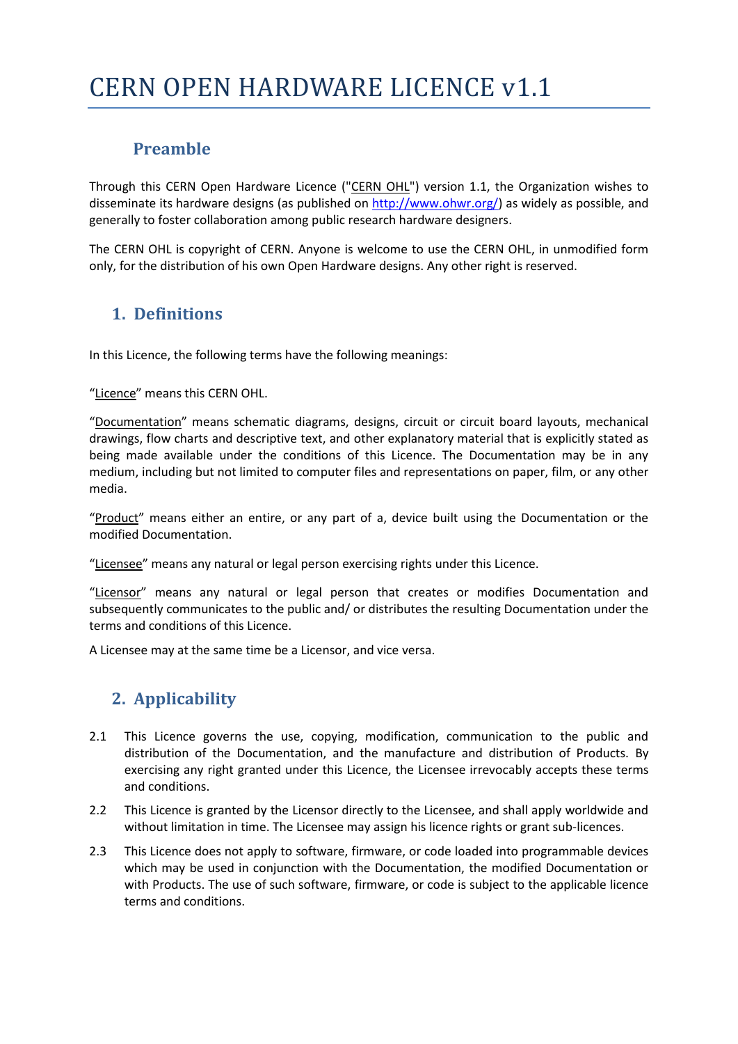# CERN OPEN HARDWARE LICENCE v1.1

## Preamble

Through this CERN Open Hardware Licence ("CERN OHL") version 1.1, the Organization wishes to disseminate its hardware designs (as published on http://www.ohwr.org/) as widely as possible, and generally to foster collaboration among public research hardware designers.

The CERN OHL is copyright of CERN. Anyone is welcome to use the CERN OHL, in unmodified form only, for the distribution of his own Open Hardware designs. Any other right is reserved.

## 1. Definitions

In this Licence, the following terms have the following meanings:

"Licence" means this CERN OHL.

"Documentation" means schematic diagrams, designs, circuit or circuit board layouts, mechanical drawings, flow charts and descriptive text, and other explanatory material that is explicitly stated as being made available under the conditions of this Licence. The Documentation may be in any medium, including but not limited to computer files and representations on paper, film, or any other media.

"Product" means either an entire, or any part of a, device built using the Documentation or the modified Documentation.

"Licensee" means any natural or legal person exercising rights under this Licence.

"Licensor" means any natural or legal person that creates or modifies Documentation and subsequently communicates to the public and/ or distributes the resulting Documentation under the terms and conditions of this Licence.

A Licensee may at the same time be a Licensor, and vice versa.

## 2. Applicability

2.1 This Licence governs the use, copying, modification, communication to the public and distribution of the Documentation, and the manufacture and distribution of Products. By exercising any right granted under this Licence, the Licensee irrevocably accepts these terms and conditions.

2.2 This Licence is granted by the Licensor directly to the Licensee, and shall apply worldwide and without limitation in time. The Licensee may assign his licence rights or grant sub-licences.

2.3 This Licence does not apply to software, firmware, or code loaded into programmable devices which may be used in conjunction with the Documentation, the modified Documentation or with Products. The use of such software, firmware, or code is subject to the applicable licence terms and conditions.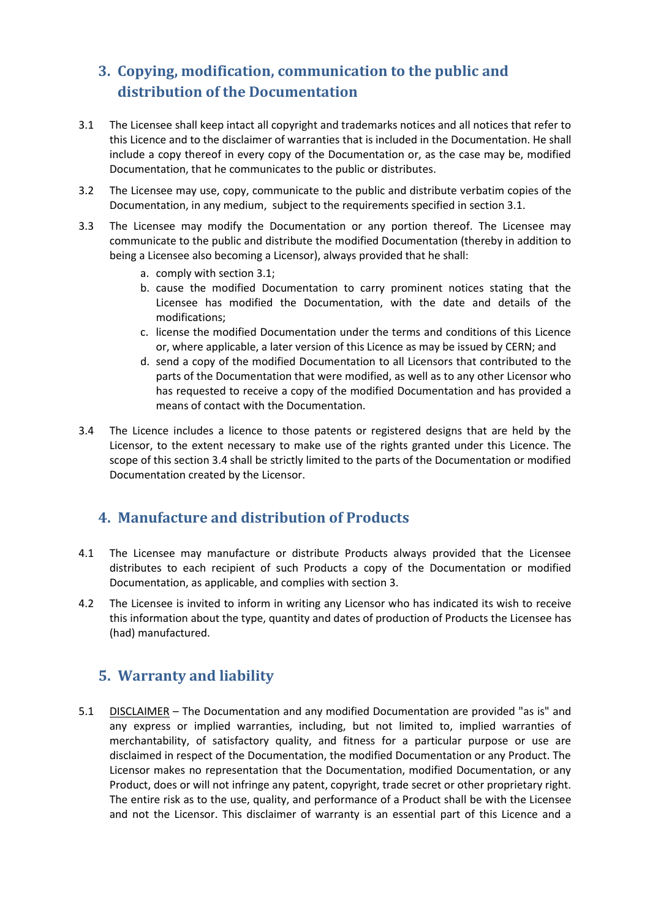## 3. Copying, modification, communication to the public and distribution of the Documentation

3.1 The Licensee shall keep intact all copyright and trademarks notices and all notices that refer to this Licence and to the disclaimer of warranties that is included in the Documentation. He shall include a copy thereof in every copy of the Documentation or, as the case may be, modified Documentation, that he communicates to the public or distributes.

3.2 The Licensee may use, copy, communicate to the public and distribute verbatim copies of the Documentation, in any medium, subject to the requirements specified in section 3.1.

3.3 The Licensee may modify the Documentation or any portion thereof. The Licensee may communicate to the public and distribute the modified Documentation (thereby in addition to being a Licensee also becoming a Licensor), always provided that he shall:

a. comply with section 3.1;
b. cause the modified Documentation to carry prominent notices stating that the Licensee has modified the Documentation, with the date and details of the modifications;
c. license the modified Documentation under the terms and conditions of this Licence or, where applicable, a later version of this Licence as may be issued by CERN; and
d. send a copy of the modified Documentation to all Licensors that contributed to the parts of the Documentation that were modified, as well as to any other Licensor who has requested to receive a copy of the modified Documentation and has provided a means of contact with the Documentation.

3.4 The Licence includes a licence to those patents or registered designs that are held by the Licensor, to the extent necessary to make use of the rights granted under this Licence. The scope of this section 3.4 shall be strictly limited to the parts of the Documentation or modified Documentation created by the Licensor.

## 4. Manufacture and distribution of Products

4.1 The Licensee may manufacture or distribute Products always provided that the Licensee distributes to each recipient of such Products a copy of the Documentation or modified Documentation, as applicable, and complies with section 3.

4.2 The Licensee is invited to inform in writing any Licensor who has indicated its wish to receive this information about the type, quantity and dates of production of Products the Licensee has (had) manufactured.

## 5. Warranty and liability

5.1 DISCLAIMER – The Documentation and any modified Documentation are provided "as is" and any express or implied warranties, including, but not limited to, implied warranties of merchantability, of satisfactory quality, and fitness for a particular purpose or use are disclaimed in respect of the Documentation, the modified Documentation or any Product. The Licensor makes no representation that the Documentation, modified Documentation, or any Product, does or will not infringe any patent, copyright, trade secret or other proprietary right. The entire risk as to the use, quality, and performance of a Product shall be with the Licensee and not the Licensor. This disclaimer of warranty is an essential part of this Licence and a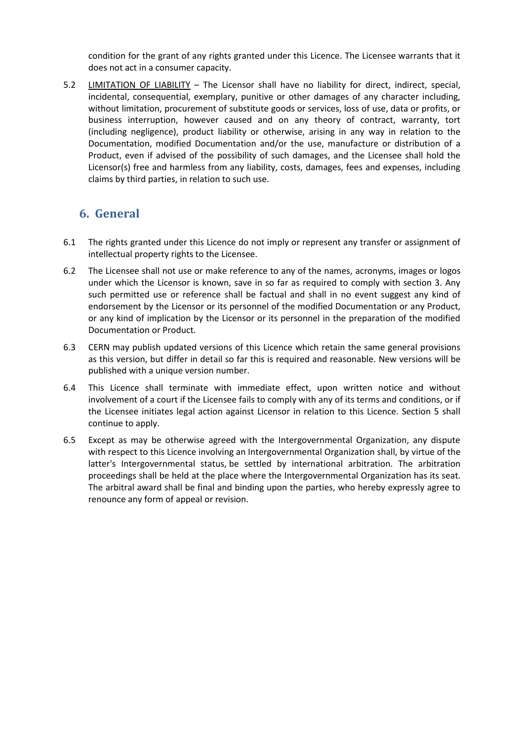condition for the grant of any rights granted under this Licence. The Licensee warrants that it does not act in a consumer capacity.

5.2 LIMITATION OF LIABILITY – The Licensor shall have no liability for direct, indirect, special, incidental, consequential, exemplary, punitive or other damages of any character including, without limitation, procurement of substitute goods or services, loss of use, data or profits, or business interruption, however caused and on any theory of contract, warranty, tort (including negligence), product liability or otherwise, arising in any way in relation to the Documentation, modified Documentation and/or the use, manufacture or distribution of a Product, even if advised of the possibility of such damages, and the Licensee shall hold the Licensor(s) free and harmless from any liability, costs, damages, fees and expenses, including claims by third parties, in relation to such use.

## 6. General

6.1 The rights granted under this Licence do not imply or represent any transfer or assignment of intellectual property rights to the Licensee.

6.2 The Licensee shall not use or make reference to any of the names, acronyms, images or logos under which the Licensor is known, save in so far as required to comply with section 3. Any such permitted use or reference shall be factual and shall in no event suggest any kind of endorsement by the Licensor or its personnel of the modified Documentation or any Product, or any kind of implication by the Licensor or its personnel in the preparation of the modified Documentation or Product.

6.3 CERN may publish updated versions of this Licence which retain the same general provisions as this version, but differ in detail so far this is required and reasonable. New versions will be published with a unique version number.

6.4 This Licence shall terminate with immediate effect, upon written notice and without involvement of a court if the Licensee fails to comply with any of its terms and conditions, or if the Licensee initiates legal action against Licensor in relation to this Licence. Section 5 shall continue to apply.

6.5 Except as may be otherwise agreed with the Intergovernmental Organization, any dispute with respect to this Licence involving an Intergovernmental Organization shall, by virtue of the latter's Intergovernmental status, be settled by international arbitration. The arbitration proceedings shall be held at the place where the Intergovernmental Organization has its seat. The arbitral award shall be final and binding upon the parties, who hereby expressly agree to renounce any form of appeal or revision.